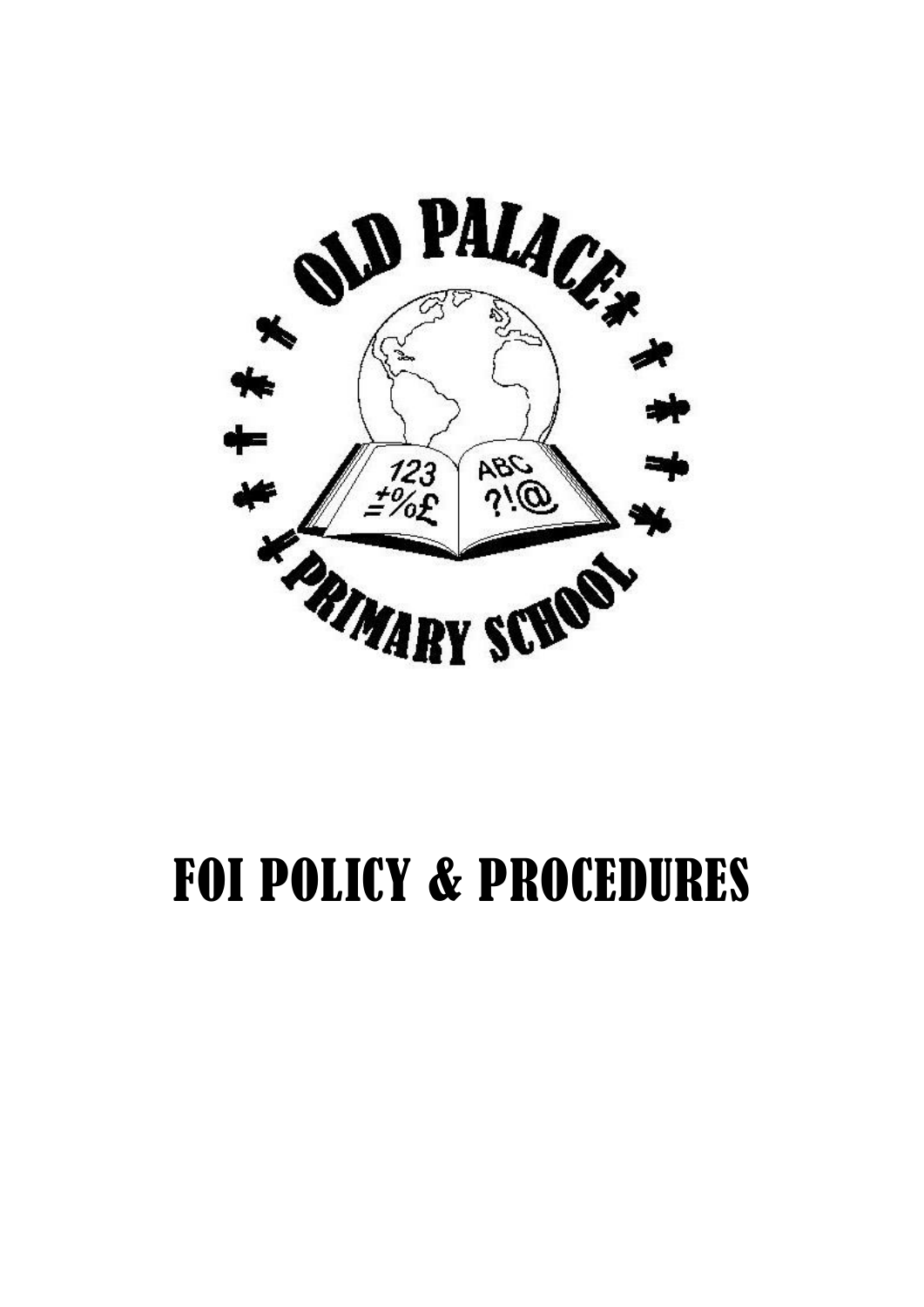# FOI POLICY & PROCEDURES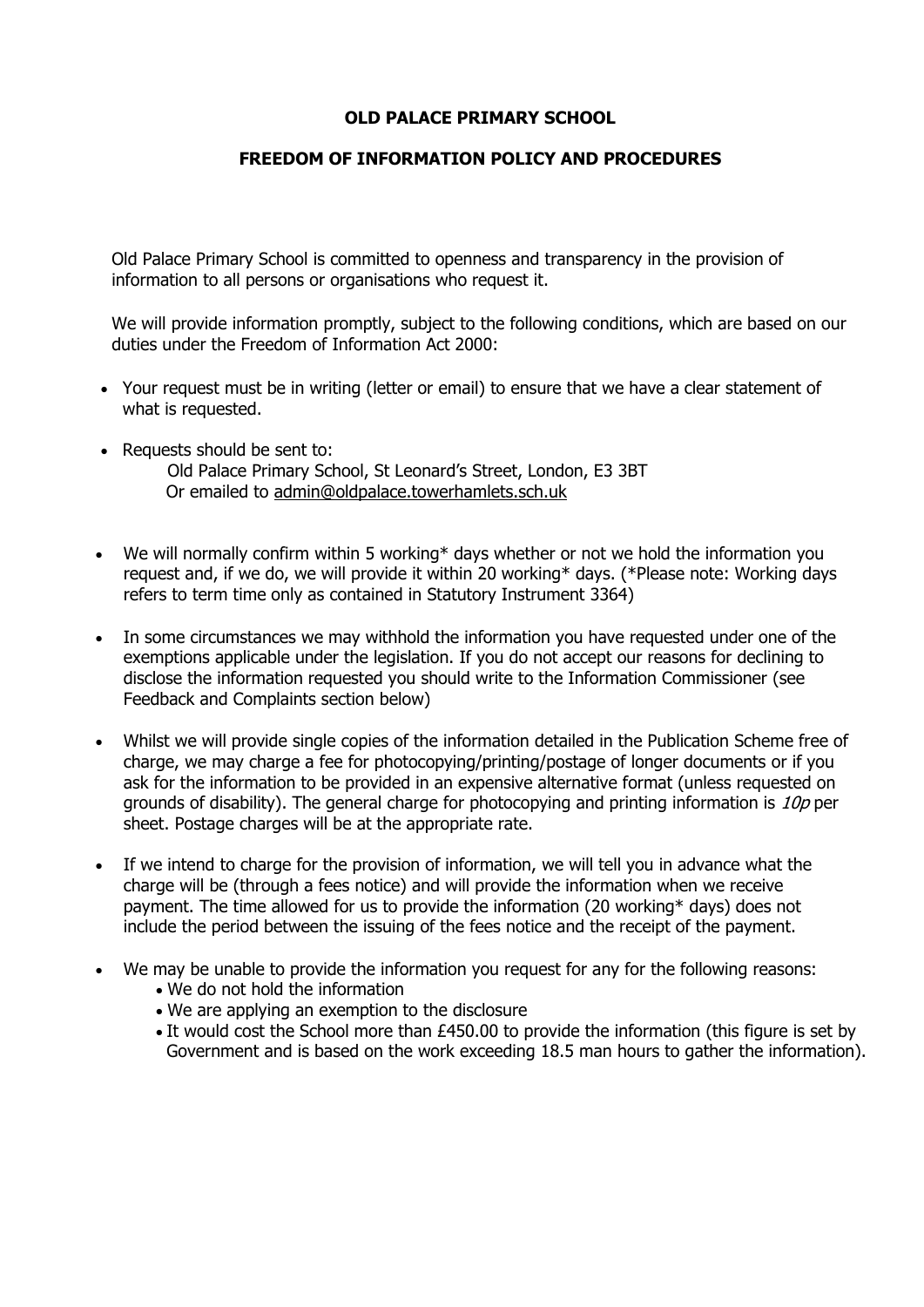# OLD PALACE PRIMARY SCHOOL

## FREEDOM OF INFORMATION POLICY AND PROCEDURES

Old Palace Primary School is committed to openness and transparency in the provision of information to all persons or organisations who request it.

We will provide information promptly, subject to the following conditions, which are based on our duties under the Freedom of Information Act 2000:

- Your request must be in writing (letter or email) to ensure that we have a clear statement of what is requested.
- Requests should be sent to:
  Old Palace Primary School, St Leonard's Street, London, E3 3BT
  Or emailed to admin@oldpalace.towerhamlets.sch.uk
- We will normally confirm within 5 working* days whether or not we hold the information you request and, if we do, we will provide it within 20 working* days. (*Please note: Working days refers to term time only as contained in Statutory Instrument 3364)
- In some circumstances we may withhold the information you have requested under one of the exemptions applicable under the legislation. If you do not accept our reasons for declining to disclose the information requested you should write to the Information Commissioner (see Feedback and Complaints section below)
- Whilst we will provide single copies of the information detailed in the Publication Scheme free of charge, we may charge a fee for photocopying/printing/postage of longer documents or if you ask for the information to be provided in an expensive alternative format (unless requested on grounds of disability). The general charge for photocopying and printing information is *10p* per sheet. Postage charges will be at the appropriate rate.
- If we intend to charge for the provision of information, we will tell you in advance what the charge will be (through a fees notice) and will provide the information when we receive payment. The time allowed for us to provide the information (20 working* days) does not include the period between the issuing of the fees notice and the receipt of the payment.
- We may be unable to provide the information you request for any for the following reasons:
  - We do not hold the information
  - We are applying an exemption to the disclosure
  - It would cost the School more than £450.00 to provide the information (this figure is set by Government and is based on the work exceeding 18.5 man hours to gather the information).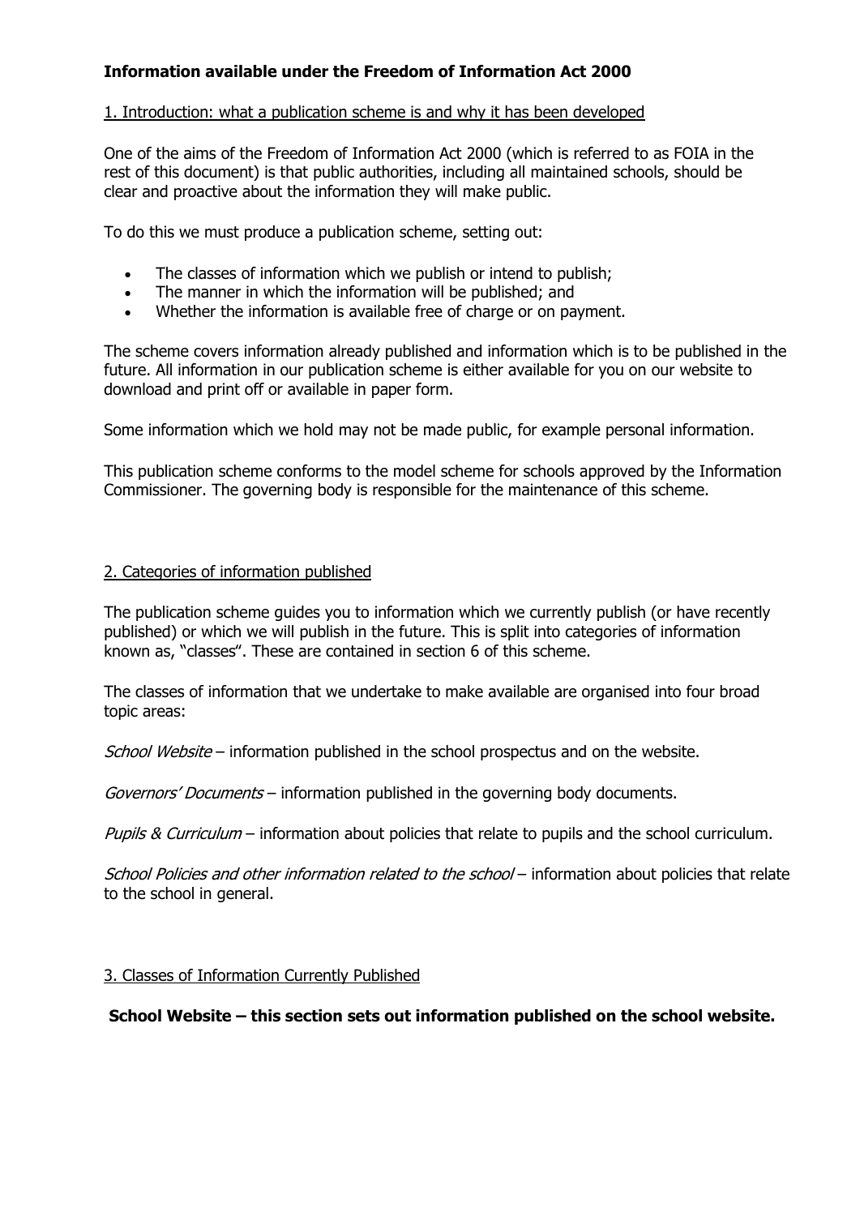**Information available under the Freedom of Information Act 2000**

1. Introduction: what a publication scheme is and why it has been developed

One of the aims of the Freedom of Information Act 2000 (which is referred to as FOIA in the rest of this document) is that public authorities, including all maintained schools, should be clear and proactive about the information they will make public.

To do this we must produce a publication scheme, setting out:

- The classes of information which we publish or intend to publish;
- The manner in which the information will be published; and
- Whether the information is available free of charge or on payment.

The scheme covers information already published and information which is to be published in the future. All information in our publication scheme is either available for you on our website to download and print off or available in paper form.

Some information which we hold may not be made public, for example personal information.

This publication scheme conforms to the model scheme for schools approved by the Information Commissioner. The governing body is responsible for the maintenance of this scheme.

2. Categories of information published

The publication scheme guides you to information which we currently publish (or have recently published) or which we will publish in the future. This is split into categories of information known as, "classes". These are contained in section 6 of this scheme.

The classes of information that we undertake to make available are organised into four broad topic areas:

*School Website* – information published in the school prospectus and on the website.

*Governors' Documents* – information published in the governing body documents.

*Pupils & Curriculum* – information about policies that relate to pupils and the school curriculum.

*School Policies and other information related to the school* – information about policies that relate to the school in general.

3. Classes of Information Currently Published

**School Website – this section sets out information published on the school website.**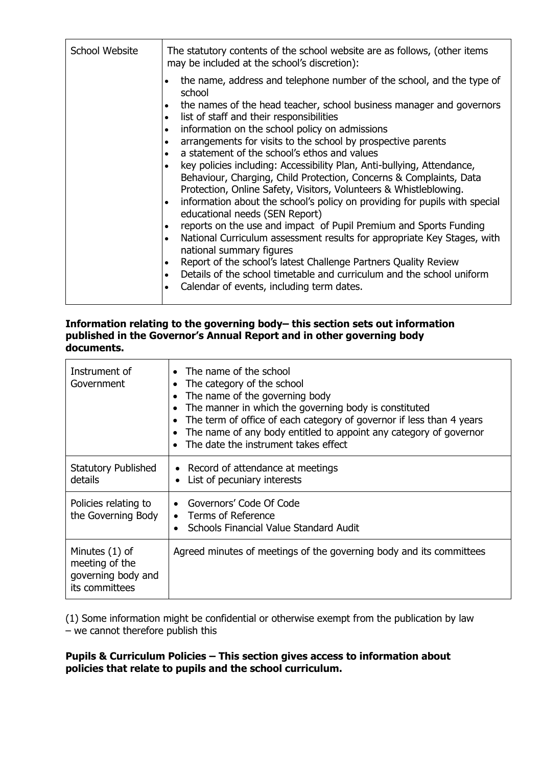| School Website | The statutory contents of the school website are as follows, (other items may be included at the school's discretion):<br>• the name, address and telephone number of the school, and the type of school<br>• the names of the head teacher, school business manager and governors<br>• list of staff and their responsibilities<br>• information on the school policy on admissions<br>• arrangements for visits to the school by prospective parents<br>• a statement of the school's ethos and values<br>• key policies including: Accessibility Plan, Anti-bullying, Attendance, Behaviour, Charging, Child Protection, Concerns & Complaints, Data Protection, Online Safety, Visitors, Volunteers & Whistleblowing.<br>• information about the school's policy on providing for pupils with special educational needs (SEN Report)<br>• reports on the use and impact of Pupil Premium and Sports Funding<br>• National Curriculum assessment results for appropriate Key Stages, with national summary figures<br>• Report of the school's latest Challenge Partners Quality Review<br>• Details of the school timetable and curriculum and the school uniform<br>• Calendar of events, including term dates. |
|---|---|

**Information relating to the governing body– this section sets out information published in the Governor's Annual Report and in other governing body documents.**

| Instrument of Government | • The name of the school<br>• The category of the school<br>• The name of the governing body<br>• The manner in which the governing body is constituted<br>• The term of office of each category of governor if less than 4 years<br>• The name of any body entitled to appoint any category of governor<br>• The date the instrument takes effect |
|---|---|
| Statutory Published details | • Record of attendance at meetings<br>• List of pecuniary interests |
| Policies relating to the Governing Body | • Governors' Code Of Code<br>• Terms of Reference<br>• Schools Financial Value Standard Audit |
| Minutes (1) of meeting of the governing body and its committees | Agreed minutes of meetings of the governing body and its committees |

(1) Some information might be confidential or otherwise exempt from the publication by law – we cannot therefore publish this

**Pupils & Curriculum Policies – This section gives access to information about policies that relate to pupils and the school curriculum.**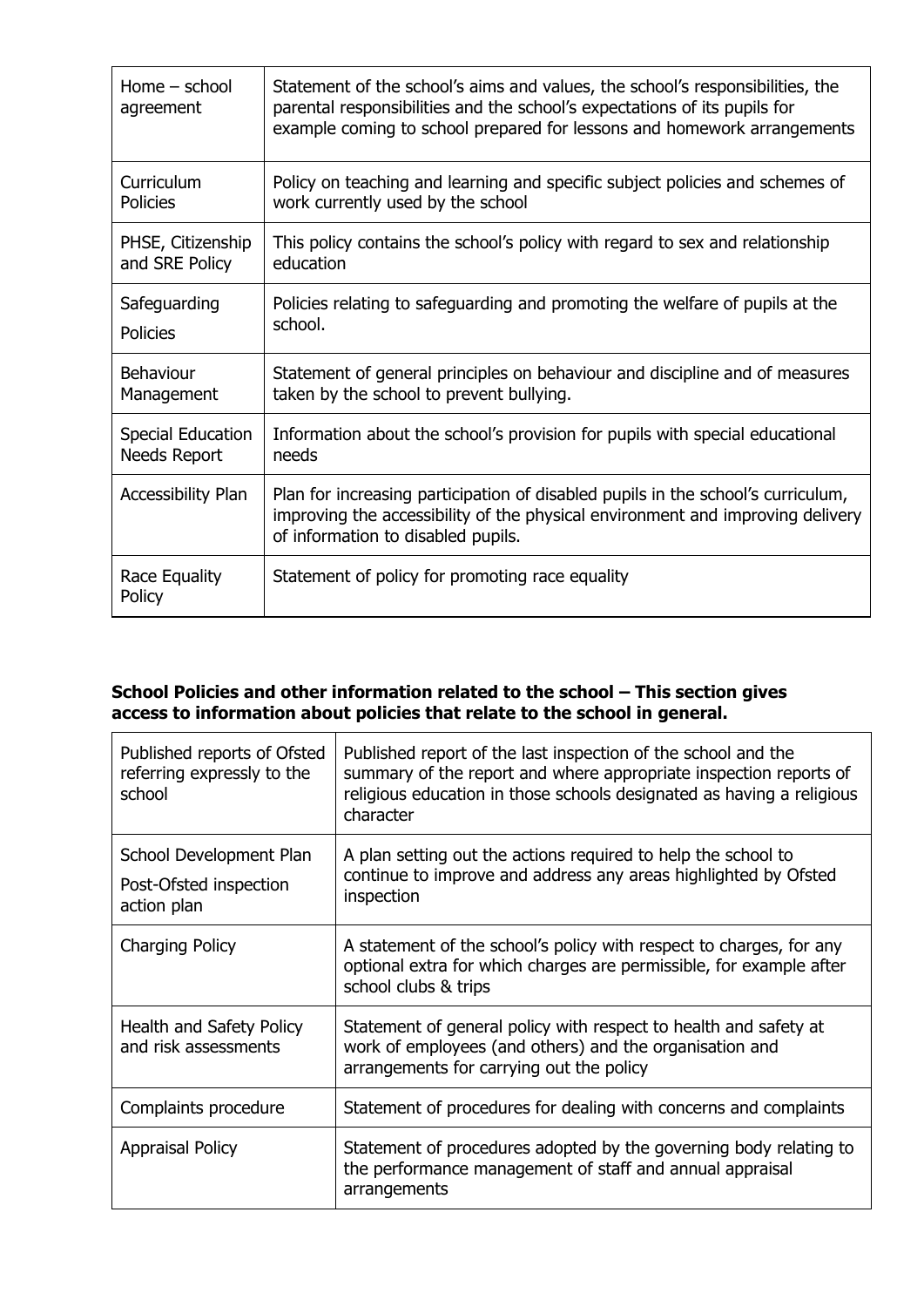| Home – school agreement | Statement of the school's aims and values, the school's responsibilities, the parental responsibilities and the school's expectations of its pupils for example coming to school prepared for lessons and homework arrangements |
|---|---|
| Curriculum Policies | Policy on teaching and learning and specific subject policies and schemes of work currently used by the school |
| PHSE, Citizenship and SRE Policy | This policy contains the school's policy with regard to sex and relationship education |
| Safeguarding Policies | Policies relating to safeguarding and promoting the welfare of pupils at the school. |
| Behaviour Management | Statement of general principles on behaviour and discipline and of measures taken by the school to prevent bullying. |
| Special Education Needs Report | Information about the school's provision for pupils with special educational needs |
| Accessibility Plan | Plan for increasing participation of disabled pupils in the school's curriculum, improving the accessibility of the physical environment and improving delivery of information to disabled pupils. |
| Race Equality Policy | Statement of policy for promoting race equality |

**School Policies and other information related to the school – This section gives access to information about policies that relate to the school in general.**

| Published reports of Ofsted referring expressly to the school | Published report of the last inspection of the school and the summary of the report and where appropriate inspection reports of religious education in those schools designated as having a religious character |
|---|---|
| School Development Plan<br>Post-Ofsted inspection action plan | A plan setting out the actions required to help the school to continue to improve and address any areas highlighted by Ofsted inspection |
| Charging Policy | A statement of the school's policy with respect to charges, for any optional extra for which charges are permissible, for example after school clubs & trips |
| Health and Safety Policy and risk assessments | Statement of general policy with respect to health and safety at work of employees (and others) and the organisation and arrangements for carrying out the policy |
| Complaints procedure | Statement of procedures for dealing with concerns and complaints |
| Appraisal Policy | Statement of procedures adopted by the governing body relating to the performance management of staff and annual appraisal arrangements |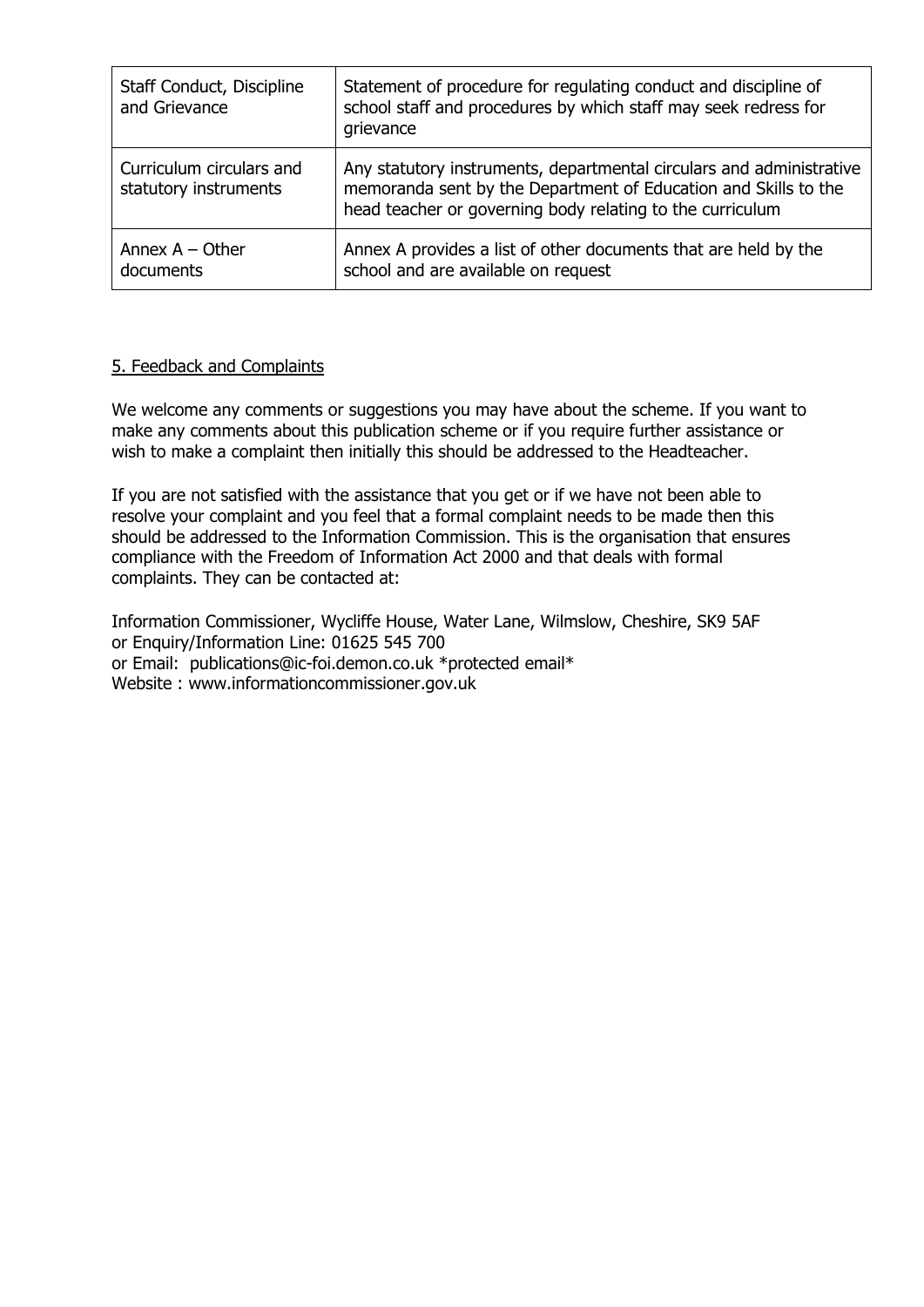| Staff Conduct, Discipline and Grievance | Statement of procedure for regulating conduct and discipline of school staff and procedures by which staff may seek redress for grievance |
|---|---|
| Curriculum circulars and statutory instruments | Any statutory instruments, departmental circulars and administrative memoranda sent by the Department of Education and Skills to the head teacher or governing body relating to the curriculum |
| Annex A – Other documents | Annex A provides a list of other documents that are held by the school and are available on request |

## 5. Feedback and Complaints

We welcome any comments or suggestions you may have about the scheme. If you want to make any comments about this publication scheme or if you require further assistance or wish to make a complaint then initially this should be addressed to the Headteacher.

If you are not satisfied with the assistance that you get or if we have not been able to resolve your complaint and you feel that a formal complaint needs to be made then this should be addressed to the Information Commission. This is the organisation that ensures compliance with the Freedom of Information Act 2000 and that deals with formal complaints. They can be contacted at:

Information Commissioner, Wycliffe House, Water Lane, Wilmslow, Cheshire, SK9 5AF
or Enquiry/Information Line: 01625 545 700
or Email: publications@ic-foi.demon.co.uk *protected email*
Website : www.informationcommissioner.gov.uk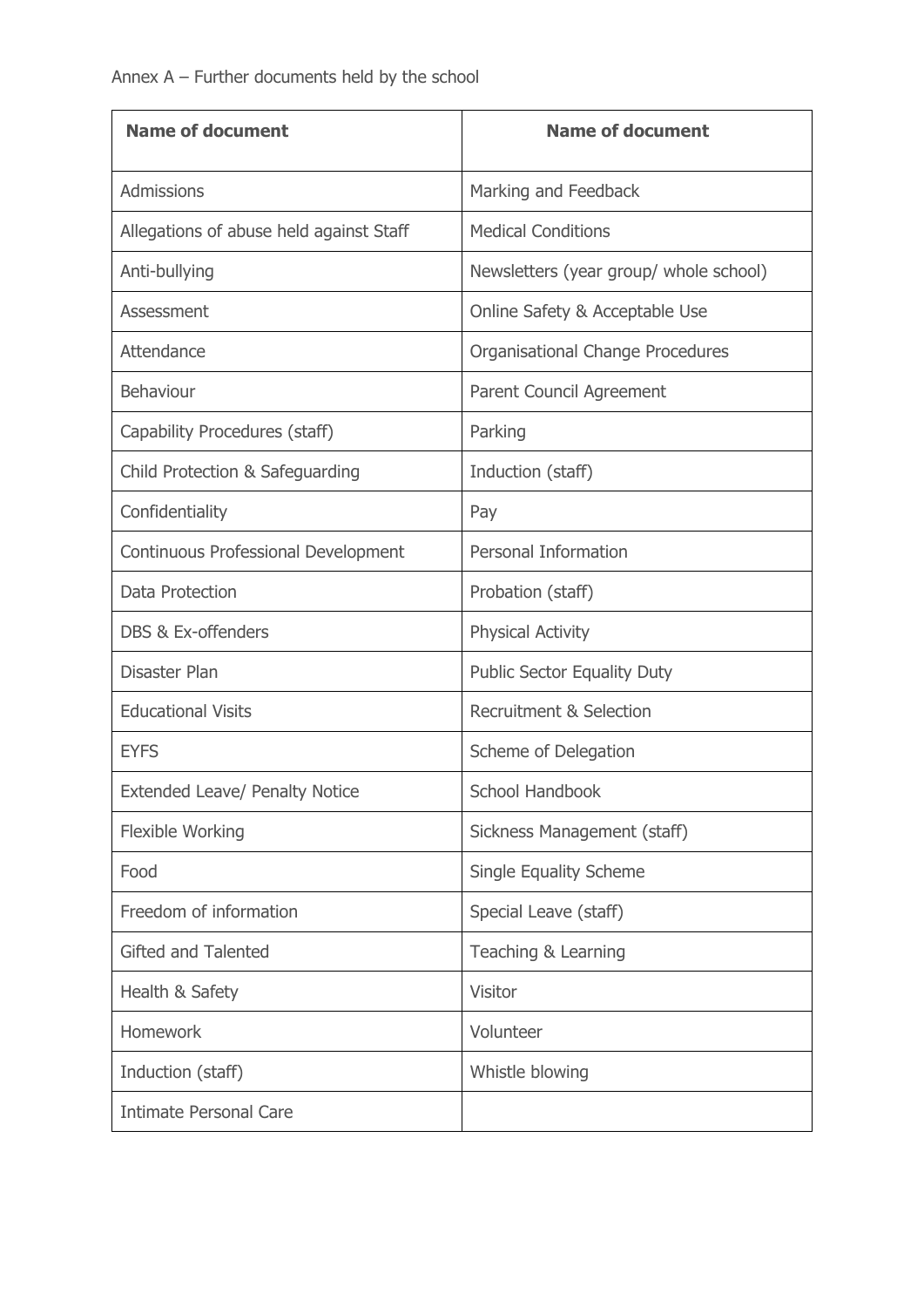Annex A – Further documents held by the school

| Name of document | Name of document |
|---|---|
| Admissions | Marking and Feedback |
| Allegations of abuse held against Staff | Medical Conditions |
| Anti-bullying | Newsletters (year group/ whole school) |
| Assessment | Online Safety & Acceptable Use |
| Attendance | Organisational Change Procedures |
| Behaviour | Parent Council Agreement |
| Capability Procedures (staff) | Parking |
| Child Protection & Safeguarding | Induction (staff) |
| Confidentiality | Pay |
| Continuous Professional Development | Personal Information |
| Data Protection | Probation (staff) |
| DBS & Ex-offenders | Physical Activity |
| Disaster Plan | Public Sector Equality Duty |
| Educational Visits | Recruitment & Selection |
| EYFS | Scheme of Delegation |
| Extended Leave/ Penalty Notice | School Handbook |
| Flexible Working | Sickness Management (staff) |
| Food | Single Equality Scheme |
| Freedom of information | Special Leave (staff) |
| Gifted and Talented | Teaching & Learning |
| Health & Safety | Visitor |
| Homework | Volunteer |
| Induction (staff) | Whistle blowing |
| Intimate Personal Care | |